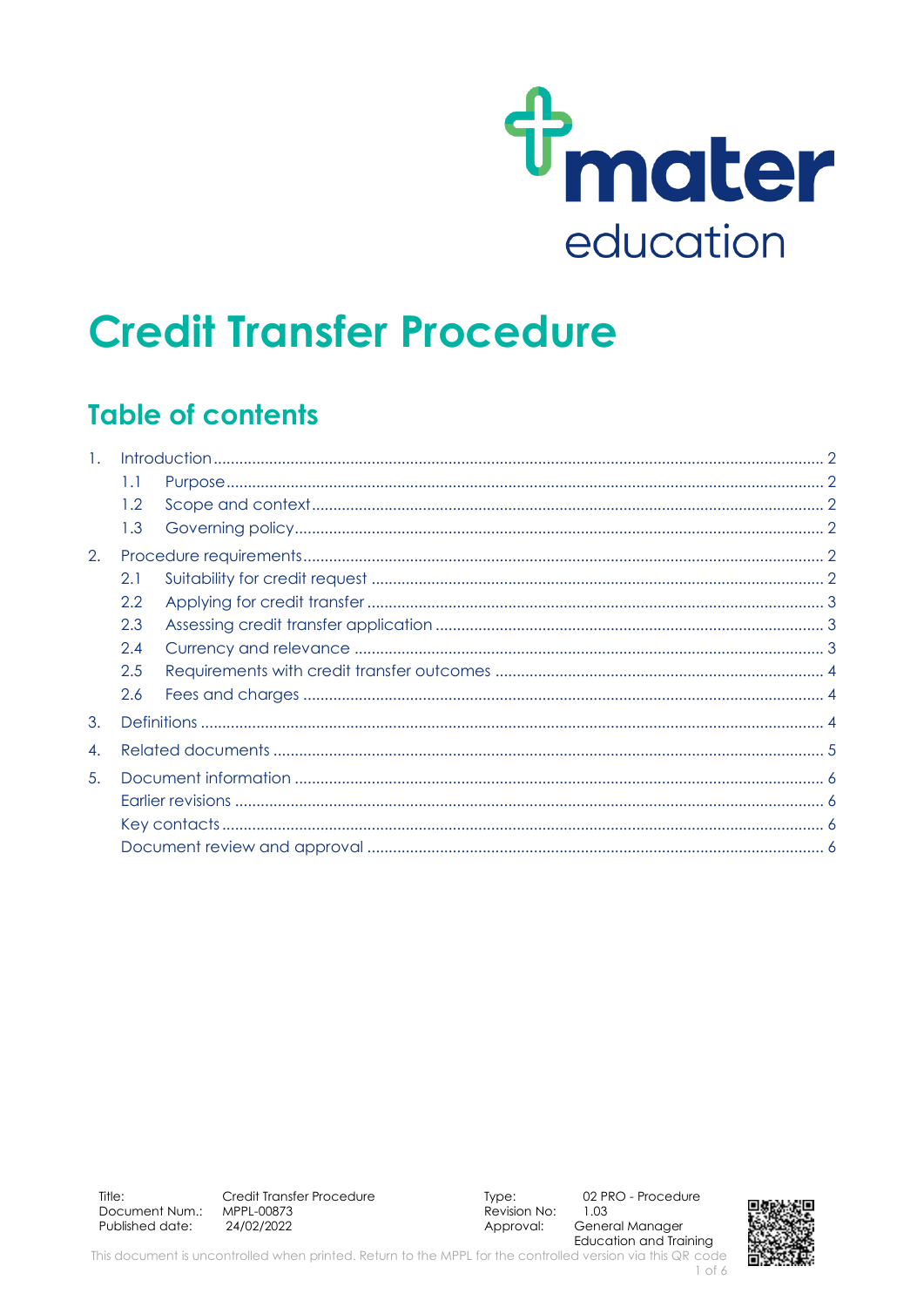mater education

# Credit Transfer Procedure

## Table of contents

1. Introduction ........ 2
   - 1.1 Purpose ........ 2
   - 1.2 Scope and context ........ 2
   - 1.3 Governing policy ........ 2
2. Procedure requirements ........ 2
   - 2.1 Suitability for credit request ........ 2
   - 2.2 Applying for credit transfer ........ 3
   - 2.3 Assessing credit transfer application ........ 3
   - 2.4 Currency and relevance ........ 3
   - 2.5 Requirements with credit transfer outcomes ........ 4
   - 2.6 Fees and charges ........ 4
3. Definitions ........ 4
4. Related documents ........ 5
5. Document information ........ 6
   - Earlier revisions ........ 6
   - Key contacts ........ 6
   - Document review and approval ........ 6

| | | | |
|---|---|---|---|
| Title: | Credit Transfer Procedure | Type: | 02 PRO - Procedure |
| Document Num.: | MPPL-00873 | Revision No: | 1.03 |
| Published date: | 24/02/2022 | Approval: | General Manager Education and Training |

This document is uncontrolled when printed. Return to the MPPL for the controlled version via this QR code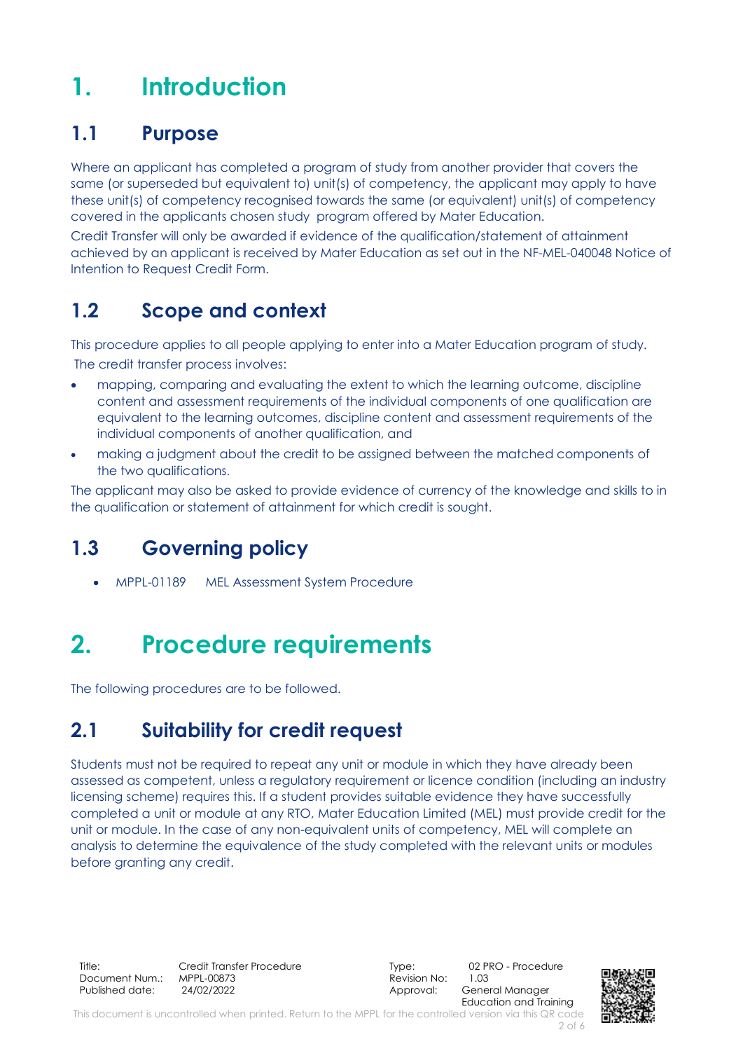# 1. Introduction

## 1.1 Purpose

Where an applicant has completed a program of study from another provider that covers the same (or superseded but equivalent to) unit(s) of competency, the applicant may apply to have these unit(s) of competency recognised towards the same (or equivalent) unit(s) of competency covered in the applicants chosen study program offered by Mater Education.

Credit Transfer will only be awarded if evidence of the qualification/statement of attainment achieved by an applicant is received by Mater Education as set out in the NF-MEL-040048 Notice of Intention to Request Credit Form.

## 1.2 Scope and context

This procedure applies to all people applying to enter into a Mater Education program of study.

The credit transfer process involves:

- mapping, comparing and evaluating the extent to which the learning outcome, discipline content and assessment requirements of the individual components of one qualification are equivalent to the learning outcomes, discipline content and assessment requirements of the individual components of another qualification, and
- making a judgment about the credit to be assigned between the matched components of the two qualifications.

The applicant may also be asked to provide evidence of currency of the knowledge and skills to in the qualification or statement of attainment for which credit is sought.

## 1.3 Governing policy

- MPPL-01189 MEL Assessment System Procedure

# 2. Procedure requirements

The following procedures are to be followed.

## 2.1 Suitability for credit request

Students must not be required to repeat any unit or module in which they have already been assessed as competent, unless a regulatory requirement or licence condition (including an industry licensing scheme) requires this. If a student provides suitable evidence they have successfully completed a unit or module at any RTO, Mater Education Limited (MEL) must provide credit for the unit or module. In the case of any non-equivalent units of competency, MEL will complete an analysis to determine the equivalence of the study completed with the relevant units or modules before granting any credit.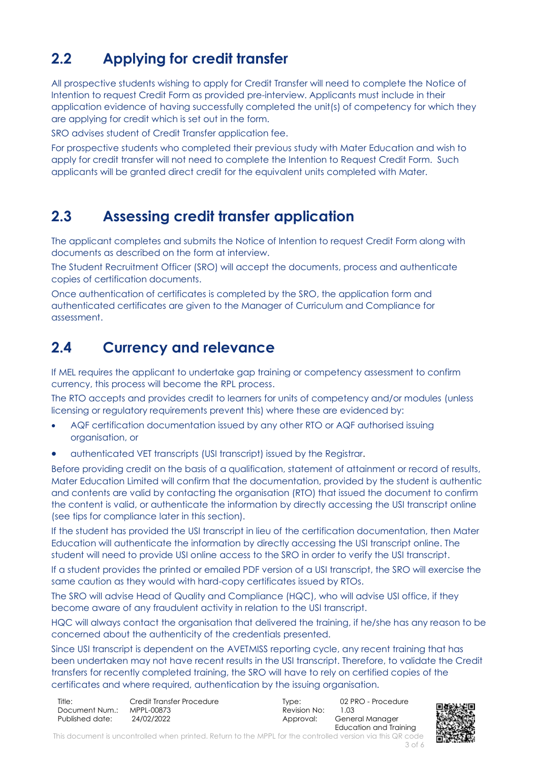## 2.2 Applying for credit transfer

All prospective students wishing to apply for Credit Transfer will need to complete the Notice of Intention to request Credit Form as provided pre-interview. Applicants must include in their application evidence of having successfully completed the unit(s) of competency for which they are applying for credit which is set out in the form.

SRO advises student of Credit Transfer application fee.

For prospective students who completed their previous study with Mater Education and wish to apply for credit transfer will not need to complete the Intention to Request Credit Form. Such applicants will be granted direct credit for the equivalent units completed with Mater.

## 2.3 Assessing credit transfer application

The applicant completes and submits the Notice of Intention to request Credit Form along with documents as described on the form at interview.

The Student Recruitment Officer (SRO) will accept the documents, process and authenticate copies of certification documents.

Once authentication of certificates is completed by the SRO, the application form and authenticated certificates are given to the Manager of Curriculum and Compliance for assessment.

## 2.4 Currency and relevance

If MEL requires the applicant to undertake gap training or competency assessment to confirm currency, this process will become the RPL process.

The RTO accepts and provides credit to learners for units of competency and/or modules (unless licensing or regulatory requirements prevent this) where these are evidenced by:

- AQF certification documentation issued by any other RTO or AQF authorised issuing organisation, or
- authenticated VET transcripts (USI transcript) issued by the Registrar.

Before providing credit on the basis of a qualification, statement of attainment or record of results, Mater Education Limited will confirm that the documentation, provided by the student is authentic and contents are valid by contacting the organisation (RTO) that issued the document to confirm the content is valid, or authenticate the information by directly accessing the USI transcript online (see tips for compliance later in this section).

If the student has provided the USI transcript in lieu of the certification documentation, then Mater Education will authenticate the information by directly accessing the USI transcript online. The student will need to provide USI online access to the SRO in order to verify the USI transcript.

If a student provides the printed or emailed PDF version of a USI transcript, the SRO will exercise the same caution as they would with hard-copy certificates issued by RTOs.

The SRO will advise Head of Quality and Compliance (HQC), who will advise USI office, if they become aware of any fraudulent activity in relation to the USI transcript.

HQC will always contact the organisation that delivered the training, if he/she has any reason to be concerned about the authenticity of the credentials presented.

Since USI transcript is dependent on the AVETMISS reporting cycle, any recent training that has been undertaken may not have recent results in the USI transcript. Therefore, to validate the Credit transfers for recently completed training, the SRO will have to rely on certified copies of the certificates and where required, authentication by the issuing organisation.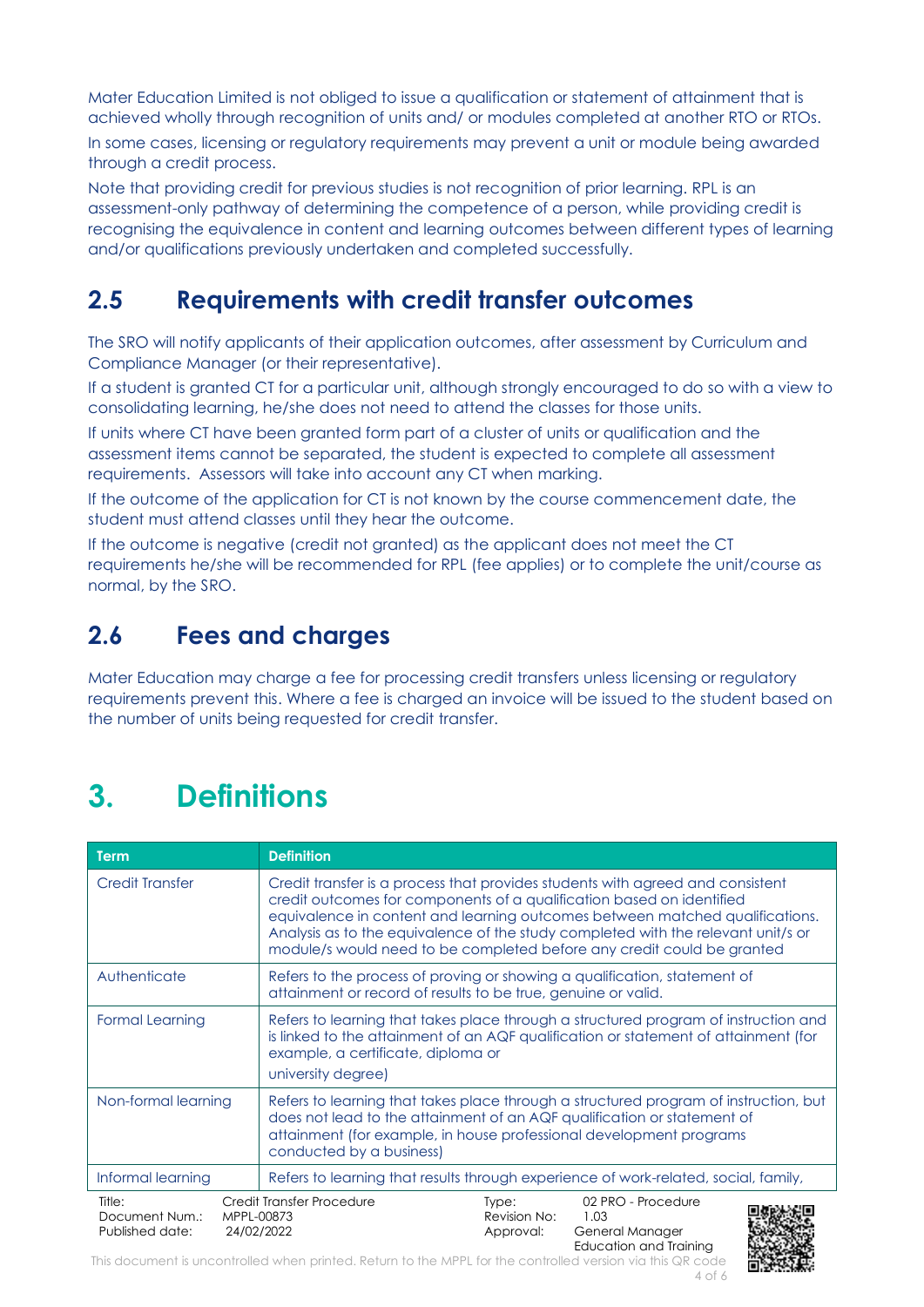Mater Education Limited is not obliged to issue a qualification or statement of attainment that is achieved wholly through recognition of units and/ or modules completed at another RTO or RTOs.

In some cases, licensing or regulatory requirements may prevent a unit or module being awarded through a credit process.

Note that providing credit for previous studies is not recognition of prior learning. RPL is an assessment-only pathway of determining the competence of a person, while providing credit is recognising the equivalence in content and learning outcomes between different types of learning and/or qualifications previously undertaken and completed successfully.

## 2.5 Requirements with credit transfer outcomes

The SRO will notify applicants of their application outcomes, after assessment by Curriculum and Compliance Manager (or their representative).

If a student is granted CT for a particular unit, although strongly encouraged to do so with a view to consolidating learning, he/she does not need to attend the classes for those units.

If units where CT have been granted form part of a cluster of units or qualification and the assessment items cannot be separated, the student is expected to complete all assessment requirements. Assessors will take into account any CT when marking.

If the outcome of the application for CT is not known by the course commencement date, the student must attend classes until they hear the outcome.

If the outcome is negative (credit not granted) as the applicant does not meet the CT requirements he/she will be recommended for RPL (fee applies) or to complete the unit/course as normal, by the SRO.

## 2.6 Fees and charges

Mater Education may charge a fee for processing credit transfers unless licensing or regulatory requirements prevent this. Where a fee is charged an invoice will be issued to the student based on the number of units being requested for credit transfer.

# 3. Definitions

| Term | Definition |
| --- | --- |
| Credit Transfer | Credit transfer is a process that provides students with agreed and consistent credit outcomes for components of a qualification based on identified equivalence in content and learning outcomes between matched qualifications. Analysis as to the equivalence of the study completed with the relevant unit/s or module/s would need to be completed before any credit could be granted |
| Authenticate | Refers to the process of proving or showing a qualification, statement of attainment or record of results to be true, genuine or valid. |
| Formal Learning | Refers to learning that takes place through a structured program of instruction and is linked to the attainment of an AQF qualification or statement of attainment (for example, a certificate, diploma or university degree) |
| Non-formal learning | Refers to learning that takes place through a structured program of instruction, but does not lead to the attainment of an AQF qualification or statement of attainment (for example, in house professional development programs conducted by a business) |
| Informal learning | Refers to learning that results through experience of work-related, social, family, |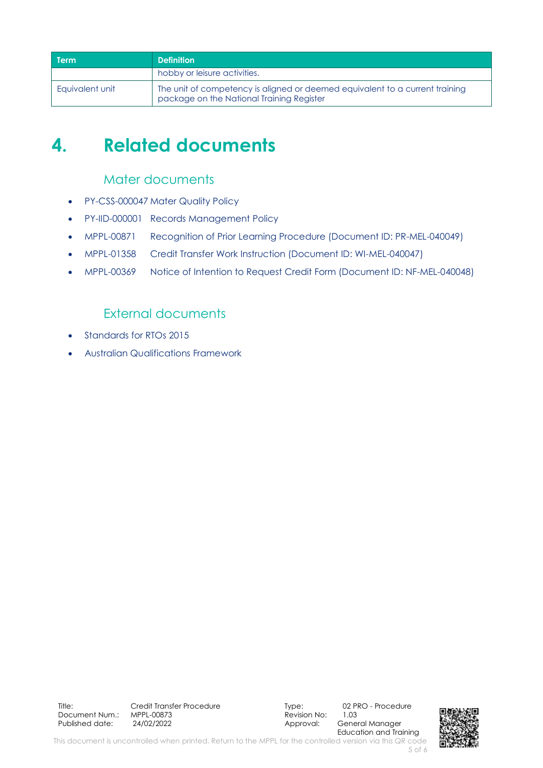| Term | Definition |
| --- | --- |
| | hobby or leisure activities. |
| Equivalent unit | The unit of competency is aligned or deemed equivalent to a current training package on the National Training Register |

# 4. Related documents

## Mater documents

- PY-CSS-000047 Mater Quality Policy
- PY-IID-000001 Records Management Policy
- MPPL-00871 Recognition of Prior Learning Procedure (Document ID: PR-MEL-040049)
- MPPL-01358 Credit Transfer Work Instruction (Document ID: WI-MEL-040047)
- MPPL-00369 Notice of Intention to Request Credit Form (Document ID: NF-MEL-040048)

## External documents

- Standards for RTOs 2015
- Australian Qualifications Framework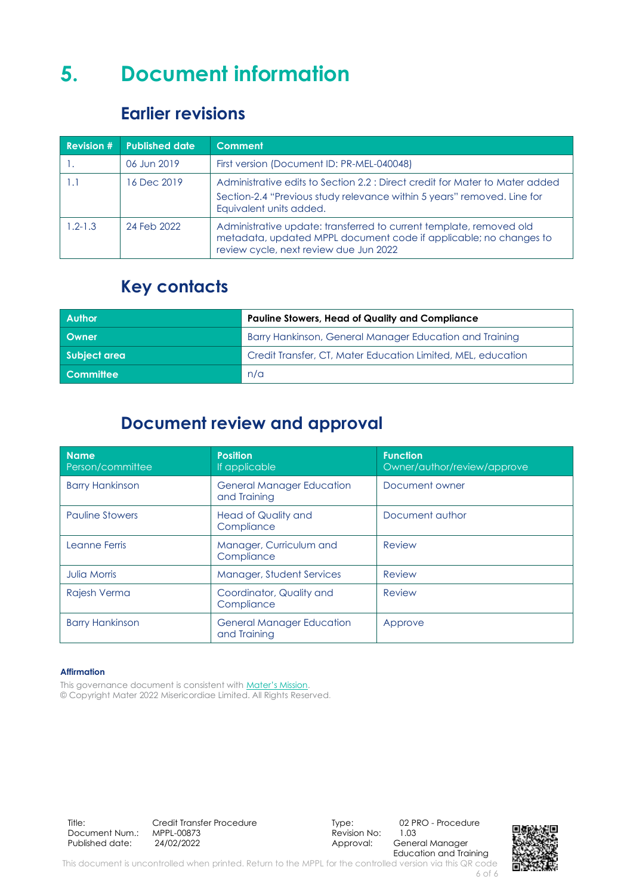# 5. Document information

## Earlier revisions

| Revision # | Published date | Comment |
|---|---|---|
| 1. | 06 Jun 2019 | First version (Document ID: PR-MEL-040048) |
| 1.1 | 16 Dec 2019 | Administrative edits to Section 2.2 : Direct credit for Mater to Mater added Section-2.4 "Previous study relevance within 5 years" removed. Line for Equivalent units added. |
| 1.2-1.3 | 24 Feb 2022 | Administrative update: transferred to current template, removed old metadata, updated MPPL document code if applicable; no changes to review cycle, next review due Jun 2022 |

## Key contacts

| | |
|---|---|
| **Author** | **Pauline Stowers, Head of Quality and Compliance** |
| **Owner** | Barry Hankinson, General Manager Education and Training |
| **Subject area** | Credit Transfer, CT, Mater Education Limited, MEL, education |
| **Committee** | n/a |

## Document review and approval

| Name<br>Person/committee | Position<br>If applicable | Function<br>Owner/author/review/approve |
|---|---|---|
| Barry Hankinson | General Manager Education and Training | Document owner |
| Pauline Stowers | Head of Quality and Compliance | Document author |
| Leanne Ferris | Manager, Curriculum and Compliance | Review |
| Julia Morris | Manager, Student Services | Review |
| Rajesh Verma | Coordinator, Quality and Compliance | Review |
| Barry Hankinson | General Manager Education and Training | Approve |

**Affirmation**

This governance document is consistent with Mater's Mission.
© Copyright Mater 2022 Misericordiae Limited. All Rights Reserved.

Title: Credit Transfer Procedure
Document Num.: MPPL-00873
Published date: 24/02/2022
Type: 02 PRO - Procedure
Revision No: 1.03
Approval: General Manager Education and Training

This document is uncontrolled when printed. Return to the MPPL for the controlled version via this QR code